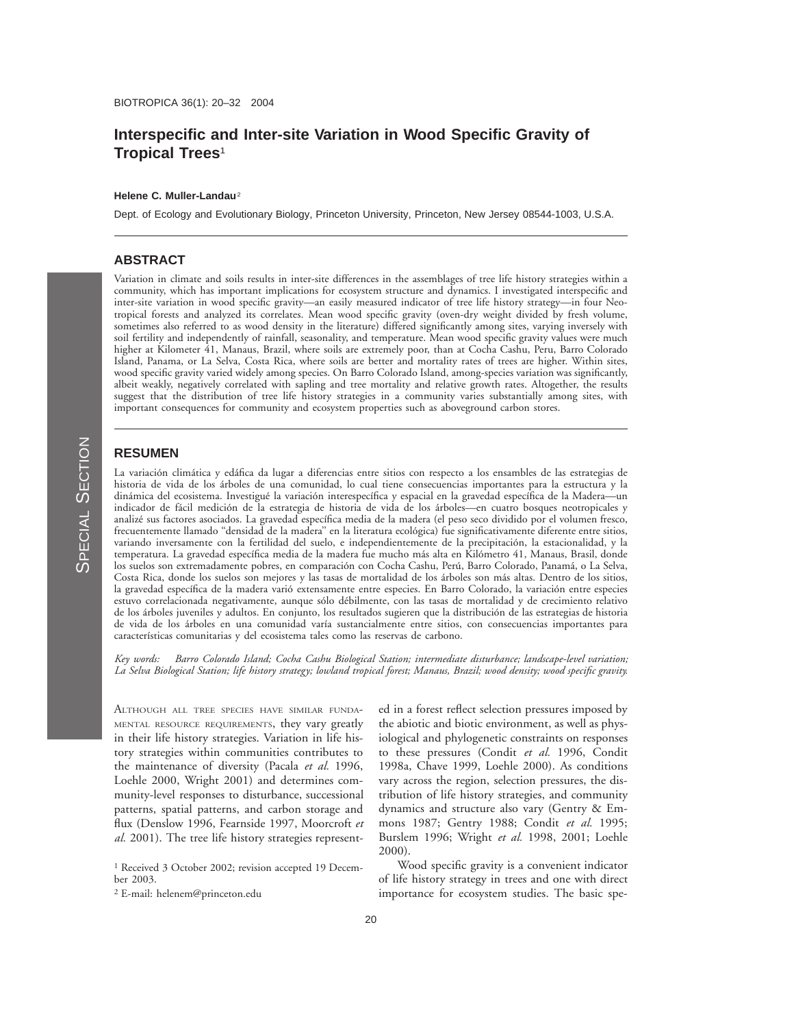# Interspecific and Inter-site Variation in Wood Specific Gravity of Tropical Trees[1]

**Helene C. Muller-Landau**[2]

Dept. of Ecology and Evolutionary Biology, Princeton University, Princeton, New Jersey 08544-1003, U.S.A.

## ABSTRACT

Variation in climate and soils results in inter-site differences in the assemblages of tree life history strategies within a community, which has important implications for ecosystem structure and dynamics. I investigated interspecific and inter-site variation in wood specific gravity—an easily measured indicator of tree life history strategy—in four Neotropical forests and analyzed its correlates. Mean wood specific gravity (oven-dry weight divided by fresh volume, sometimes also referred to as wood density in the literature) differed significantly among sites, varying inversely with soil fertility and independently of rainfall, seasonality, and temperature. Mean wood specific gravity values were much higher at Kilometer 41, Manaus, Brazil, where soils are extremely poor, than at Cocha Cashu, Peru, Barro Colorado Island, Panama, or La Selva, Costa Rica, where soils are better and mortality rates of trees are higher. Within sites, wood specific gravity varied widely among species. On Barro Colorado Island, among-species variation was significantly, albeit weakly, negatively correlated with sapling and tree mortality and relative growth rates. Altogether, the results suggest that the distribution of tree life history strategies in a community varies substantially among sites, with important consequences for community and ecosystem properties such as aboveground carbon stores.

## RESUMEN

La variación climática y edáfica da lugar a diferencias entre sitios con respecto a los ensambles de las estrategias de historia de vida de los árboles de una comunidad, lo cual tiene consecuencias importantes para la estructura y la dinámica del ecosistema. Investigué la variación interespecífica y espacial en la gravedad específica de la Madera—un indicador de fácil medición de la estrategia de historia de vida de los árboles—en cuatro bosques neotropicales y analizé sus factores asociados. La gravedad específica media de la madera (el peso seco dividido por el volumen fresco, frecuentemente llamado "densidad de la madera" en la literatura ecológica) fue significativamente diferente entre sitios, variando inversamente con la fertilidad del suelo, e independientemente de la precipitación, la estacionalidad, y la temperatura. La gravedad específica media de la madera fue mucho más alta en Kilómetro 41, Manaus, Brasil, donde los suelos son extremadamente pobres, en comparación con Cocha Cashu, Perú, Barro Colorado, Panamá, o La Selva, Costa Rica, donde los suelos son mejores y las tasas de mortalidad de los árboles son más altas. Dentro de los sitios, la gravedad específica de la madera varió extensamente entre especies. En Barro Colorado, la variación entre especies estuvo correlacionada negativamente, aunque sólo débilmente, con las tasas de mortalidad y de crecimiento relativo de los árboles juveniles y adultos. En conjunto, los resultados sugieren que la distribución de las estrategias de historia de vida de los árboles en una comunidad varía sustancialmente entre sitios, con consecuencias importantes para características comunitarias y del ecosistema tales como las reservas de carbono.

*Key words: Barro Colorado Island; Cocha Cashu Biological Station; intermediate disturbance; landscape-level variation; La Selva Biological Station; life history strategy; lowland tropical forest; Manaus, Brazil; wood density; wood specific gravity.*

Although all tree species have similar fundamental resource requirements, they vary greatly in their life history strategies. Variation in life history strategies within communities contributes to the maintenance of diversity (Pacala *et al.* 1996, Loehle 2000, Wright 2001) and determines community-level responses to disturbance, successional patterns, spatial patterns, and carbon storage and flux (Denslow 1996, Fearnside 1997, Moorcroft *et al.* 2001). The tree life history strategies represented in a forest reflect selection pressures imposed by the abiotic and biotic environment, as well as physiological and phylogenetic constraints on responses to these pressures (Condit *et al.* 1996, Condit 1998a, Chave 1999, Loehle 2000). As conditions vary across the region, selection pressures, the distribution of life history strategies, and community dynamics and structure also vary (Gentry & Emmons 1987; Gentry 1988; Condit *et al.* 1995; Burslem 1996; Wright *et al.* 1998, 2001; Loehle 2000).

Wood specific gravity is a convenient indicator of life history strategy in trees and one with direct importance for ecosystem studies. The basic spe-

[1] Received 3 October 2002; revision accepted 19 December 2003.

[2] E-mail: helenem@princeton.edu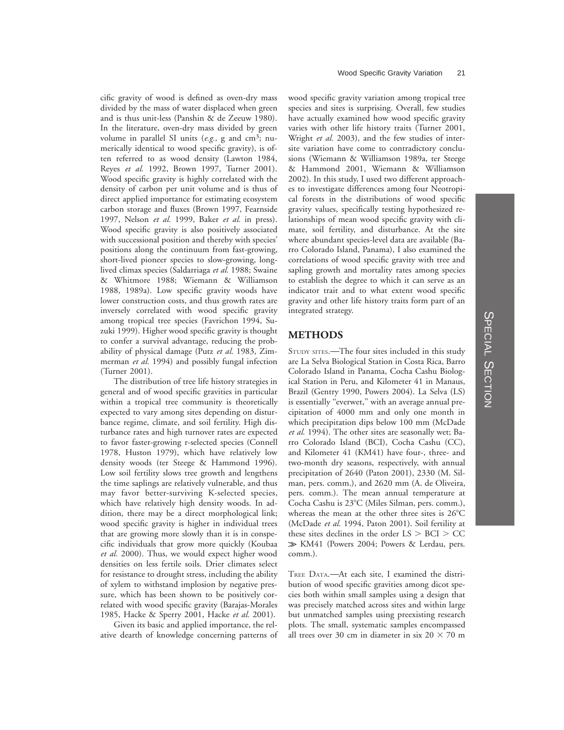cific gravity of wood is defined as oven-dry mass divided by the mass of water displaced when green and is thus unit-less (Panshin & de Zeeuw 1980). In the literature, oven-dry mass divided by green volume in parallel SI units (*e.g.,* g and $cm^3$; numerically identical to wood specific gravity), is often referred to as wood density (Lawton 1984, Reyes *et al.* 1992, Brown 1997, Turner 2001). Wood specific gravity is highly correlated with the density of carbon per unit volume and is thus of direct applied importance for estimating ecosystem carbon storage and fluxes (Brown 1997, Fearnside 1997, Nelson *et al.* 1999, Baker *et al.* in press). Wood specific gravity is also positively associated with successional position and thereby with species' positions along the continuum from fast-growing, short-lived pioneer species to slow-growing, long-lived climax species (Saldarriaga *et al.* 1988; Swaine & Whitmore 1988; Wiemann & Williamson 1988, 1989a). Low specific gravity woods have lower construction costs, and thus growth rates are inversely correlated with wood specific gravity among tropical tree species (Favrichon 1994, Suzuki 1999). Higher wood specific gravity is thought to confer a survival advantage, reducing the probability of physical damage (Putz *et al.* 1983, Zimmerman *et al.* 1994) and possibly fungal infection (Turner 2001).

The distribution of tree life history strategies in general and of wood specific gravities in particular within a tropical tree community is theoretically expected to vary among sites depending on disturbance regime, climate, and soil fertility. High disturbance rates and high turnover rates are expected to favor faster-growing r-selected species (Connell 1978, Huston 1979), which have relatively low density woods (ter Steege & Hammond 1996). Low soil fertility slows tree growth and lengthens the time saplings are relatively vulnerable, and thus may favor better-surviving K-selected species, which have relatively high density woods. In addition, there may be a direct morphological link; wood specific gravity is higher in individual trees that are growing more slowly than it is in conspecific individuals that grow more quickly (Koubaa *et al.* 2000). Thus, we would expect higher wood densities on less fertile soils. Drier climates select for resistance to drought stress, including the ability of xylem to withstand implosion by negative pressure, which has been shown to be positively correlated with wood specific gravity (Barajas-Morales 1985, Hacke & Sperry 2001, Hacke *et al.* 2001).

Given its basic and applied importance, the relative dearth of knowledge concerning patterns of wood specific gravity variation among tropical tree species and sites is surprising. Overall, few studies have actually examined how wood specific gravity varies with other life history traits (Turner 2001, Wright *et al.* 2003), and the few studies of intersite variation have come to contradictory conclusions (Wiemann & Williamson 1989a, ter Steege & Hammond 2001, Wiemann & Williamson 2002). In this study, I used two different approaches to investigate differences among four Neotropical forests in the distributions of wood specific gravity values, specifically testing hypothesized relationships of mean wood specific gravity with climate, soil fertility, and disturbance. At the site where abundant species-level data are available (Barro Colorado Island, Panama), I also examined the correlations of wood specific gravity with tree and sapling growth and mortality rates among species to establish the degree to which it can serve as an indicator trait and to what extent wood specific gravity and other life history traits form part of an integrated strategy.

## METHODS

STUDY SITES.—The four sites included in this study are La Selva Biological Station in Costa Rica, Barro Colorado Island in Panama, Cocha Cashu Biological Station in Peru, and Kilometer 41 in Manaus, Brazil (Gentry 1990, Powers 2004). La Selva (LS) is essentially "everwet," with an average annual precipitation of 4000 mm and only one month in which precipitation dips below 100 mm (McDade *et al.* 1994). The other sites are seasonally wet; Barro Colorado Island (BCI), Cocha Cashu (CC), and Kilometer 41 (KM41) have four-, three- and two-month dry seasons, respectively, with annual precipitation of 2640 (Paton 2001), 2330 (M. Silman, pers. comm.), and 2620 mm (A. de Oliveira, pers. comm.). The mean annual temperature at Cocha Cashu is 23°C (Miles Silman, pers. comm.), whereas the mean at the other three sites is 26°C (McDade *et al.* 1994, Paton 2001). Soil fertility at these sites declines in the order LS $>$ BCI $>$ CC $\gg$ KM41 (Powers 2004; Powers & Lerdau, pers. comm.).

TREE DATA.—At each site, I examined the distribution of wood specific gravities among dicot species both within small samples using a design that was precisely matched across sites and within large but unmatched samples using preexisting research plots. The small, systematic samples encompassed all trees over 30 cm in diameter in six $20 \times 70$ m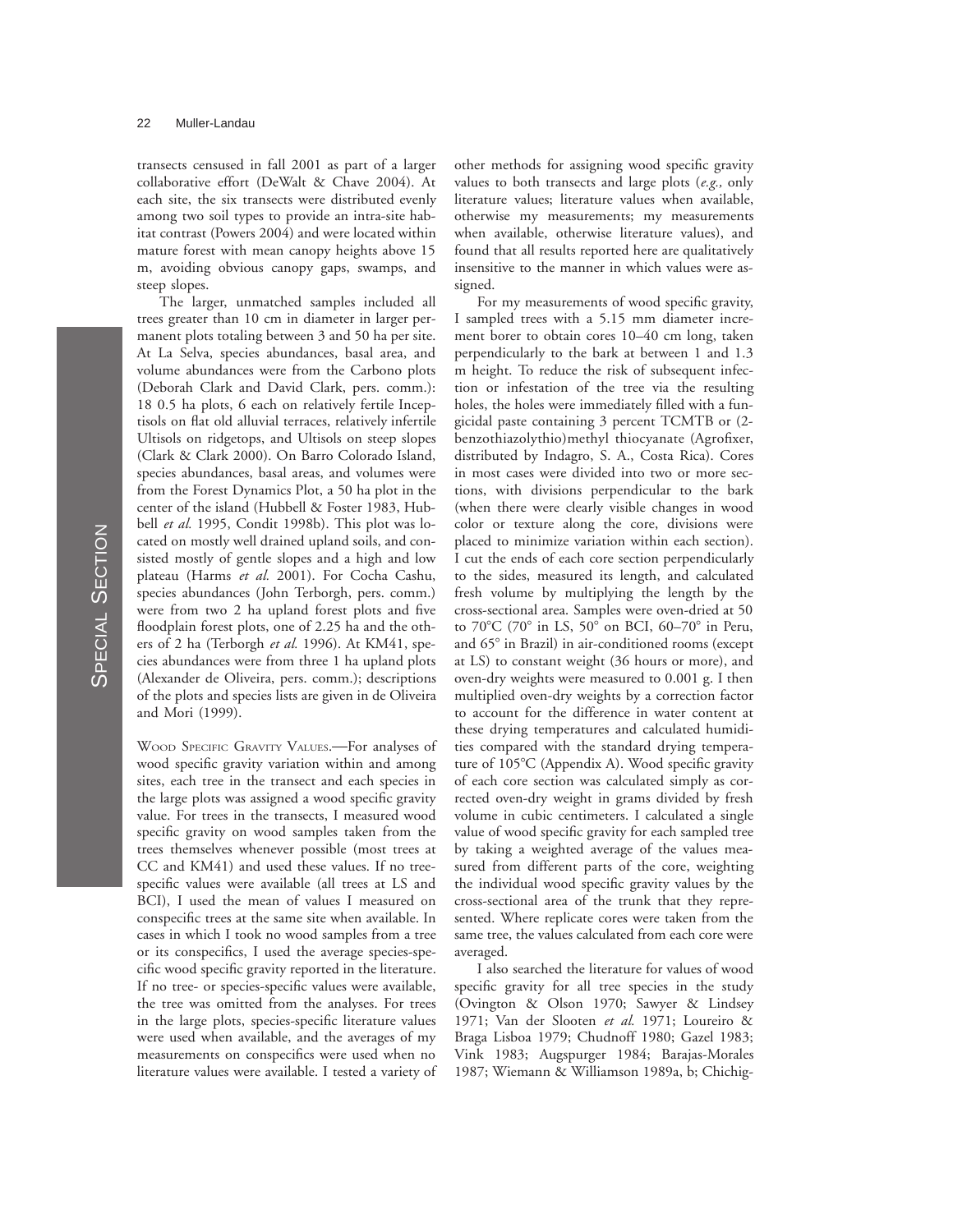transects censused in fall 2001 as part of a larger collaborative effort (DeWalt & Chave 2004). At each site, the six transects were distributed evenly among two soil types to provide an intra-site habitat contrast (Powers 2004) and were located within mature forest with mean canopy heights above 15 m, avoiding obvious canopy gaps, swamps, and steep slopes.

The larger, unmatched samples included all trees greater than 10 cm in diameter in larger permanent plots totaling between 3 and 50 ha per site. At La Selva, species abundances, basal area, and volume abundances were from the Carbono plots (Deborah Clark and David Clark, pers. comm.): 18 0.5 ha plots, 6 each on relatively fertile Inceptisols on flat old alluvial terraces, relatively infertile Ultisols on ridgetops, and Ultisols on steep slopes (Clark & Clark 2000). On Barro Colorado Island, species abundances, basal areas, and volumes were from the Forest Dynamics Plot, a 50 ha plot in the center of the island (Hubbell & Foster 1983, Hubbell *et al.* 1995, Condit 1998b). This plot was located on mostly well drained upland soils, and consisted mostly of gentle slopes and a high and low plateau (Harms *et al.* 2001). For Cocha Cashu, species abundances (John Terborgh, pers. comm.) were from two 2 ha upland forest plots and five floodplain forest plots, one of 2.25 ha and the others of 2 ha (Terborgh *et al.* 1996). At KM41, species abundances were from three 1 ha upland plots (Alexander de Oliveira, pers. comm.); descriptions of the plots and species lists are given in de Oliveira and Mori (1999).

WOOD SPECIFIC GRAVITY VALUES.—For analyses of wood specific gravity variation within and among sites, each tree in the transect and each species in the large plots was assigned a wood specific gravity value. For trees in the transects, I measured wood specific gravity on wood samples taken from the trees themselves whenever possible (most trees at CC and KM41) and used these values. If no tree-specific values were available (all trees at LS and BCI), I used the mean of values I measured on conspecific trees at the same site when available. In cases in which I took no wood samples from a tree or its conspecifics, I used the average species-specific wood specific gravity reported in the literature. If no tree- or species-specific values were available, the tree was omitted from the analyses. For trees in the large plots, species-specific literature values were used when available, and the averages of my measurements on conspecifics were used when no literature values were available. I tested a variety of other methods for assigning wood specific gravity values to both transects and large plots (*e.g.,* only literature values; literature values when available, otherwise my measurements; my measurements when available, otherwise literature values), and found that all results reported here are qualitatively insensitive to the manner in which values were assigned.

For my measurements of wood specific gravity, I sampled trees with a 5.15 mm diameter increment borer to obtain cores 10–40 cm long, taken perpendicularly to the bark at between 1 and 1.3 m height. To reduce the risk of subsequent infection or infestation of the tree via the resulting holes, the holes were immediately filled with a fungicidal paste containing 3 percent TCMTB or (2-benzothiazolythio)methyl thiocyanate (Agrofixer, distributed by Indagro, S. A., Costa Rica). Cores in most cases were divided into two or more sections, with divisions perpendicular to the bark (when there were clearly visible changes in wood color or texture along the core, divisions were placed to minimize variation within each section). I cut the ends of each core section perpendicularly to the sides, measured its length, and calculated fresh volume by multiplying the length by the cross-sectional area. Samples were oven-dried at 50 to 70°C (70° in LS, 50° on BCI, 60–70° in Peru, and 65° in Brazil) in air-conditioned rooms (except at LS) to constant weight (36 hours or more), and oven-dry weights were measured to 0.001 g. I then multiplied oven-dry weights by a correction factor to account for the difference in water content at these drying temperatures and calculated humidities compared with the standard drying temperature of 105°C (Appendix A). Wood specific gravity of each core section was calculated simply as corrected oven-dry weight in grams divided by fresh volume in cubic centimeters. I calculated a single value of wood specific gravity for each sampled tree by taking a weighted average of the values measured from different parts of the core, weighting the individual wood specific gravity values by the cross-sectional area of the trunk that they represented. Where replicate cores were taken from the same tree, the values calculated from each core were averaged.

I also searched the literature for values of wood specific gravity for all tree species in the study (Ovington & Olson 1970; Sawyer & Lindsey 1971; Van der Slooten *et al.* 1971; Loureiro & Braga Lisboa 1979; Chudnoff 1980; Gazel 1983; Vink 1983; Augspurger 1984; Barajas-Morales 1987; Wiemann & Williamson 1989a, b; Chichig-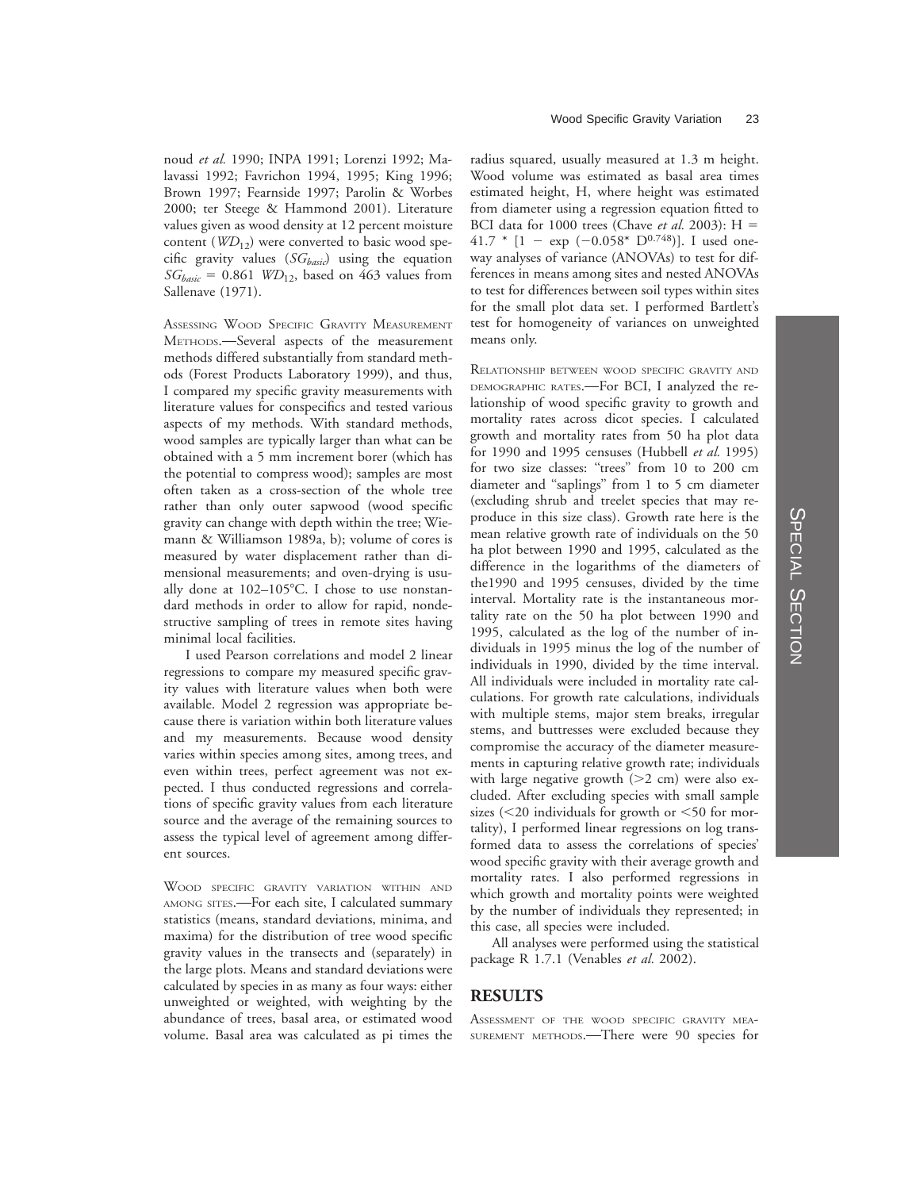noud *et al.* 1990; INPA 1991; Lorenzi 1992; Malavassi 1992; Favrichon 1994, 1995; King 1996; Brown 1997; Fearnside 1997; Parolin & Worbes 2000; ter Steege & Hammond 2001). Literature values given as wood density at 12 percent moisture content ($WD_{12}$) were converted to basic wood specific gravity values ($SG_{basic}$) using the equation $SG_{basic} = 0.861\ WD_{12}$, based on 463 values from Sallenave (1971).

Assessing Wood Specific Gravity Measurement Methods.—Several aspects of the measurement methods differed substantially from standard methods (Forest Products Laboratory 1999), and thus, I compared my specific gravity measurements with literature values for conspecifics and tested various aspects of my methods. With standard methods, wood samples are typically larger than what can be obtained with a 5 mm increment borer (which has the potential to compress wood); samples are most often taken as a cross-section of the whole tree rather than only outer sapwood (wood specific gravity can change with depth within the tree; Wiemann & Williamson 1989a, b); volume of cores is measured by water displacement rather than dimensional measurements; and oven-drying is usually done at 102–105°C. I chose to use nonstandard methods in order to allow for rapid, nondestructive sampling of trees in remote sites having minimal local facilities.

I used Pearson correlations and model 2 linear regressions to compare my measured specific gravity values with literature values when both were available. Model 2 regression was appropriate because there is variation within both literature values and my measurements. Because wood density varies within species among sites, among trees, and even within trees, perfect agreement was not expected. I thus conducted regressions and correlations of specific gravity values from each literature source and the average of the remaining sources to assess the typical level of agreement among different sources.

Wood specific gravity variation within and among sites.—For each site, I calculated summary statistics (means, standard deviations, minima, and maxima) for the distribution of tree wood specific gravity values in the transects and (separately) in the large plots. Means and standard deviations were calculated by species in as many as four ways: either unweighted or weighted, with weighting by the abundance of trees, basal area, or estimated wood volume. Basal area was calculated as pi times the radius squared, usually measured at 1.3 m height. Wood volume was estimated as basal area times estimated height, H, where height was estimated from diameter using a regression equation fitted to BCI data for 1000 trees (Chave *et al.* 2003): $H = 41.7 * [1 - \exp(-0.058 * D^{0.748})]$. I used one-way analyses of variance (ANOVAs) to test for differences in means among sites and nested ANOVAs to test for differences between soil types within sites for the small plot data set. I performed Bartlett's test for homogeneity of variances on unweighted means only.

Relationship between wood specific gravity and demographic rates.—For BCI, I analyzed the relationship of wood specific gravity to growth and mortality rates across dicot species. I calculated growth and mortality rates from 50 ha plot data for 1990 and 1995 censuses (Hubbell *et al.* 1995) for two size classes: "trees" from 10 to 200 cm diameter and "saplings" from 1 to 5 cm diameter (excluding shrub and treelet species that may reproduce in this size class). Growth rate here is the mean relative growth rate of individuals on the 50 ha plot between 1990 and 1995, calculated as the difference in the logarithms of the diameters of the1990 and 1995 censuses, divided by the time interval. Mortality rate is the instantaneous mortality rate on the 50 ha plot between 1990 and 1995, calculated as the log of the number of individuals in 1995 minus the log of the number of individuals in 1990, divided by the time interval. All individuals were included in mortality rate calculations. For growth rate calculations, individuals with multiple stems, major stem breaks, irregular stems, and buttresses were excluded because they compromise the accuracy of the diameter measurements in capturing relative growth rate; individuals with large negative growth (>2 cm) were also excluded. After excluding species with small sample sizes (<20 individuals for growth or <50 for mortality), I performed linear regressions on log transformed data to assess the correlations of species' wood specific gravity with their average growth and mortality rates. I also performed regressions in which growth and mortality points were weighted by the number of individuals they represented; in this case, all species were included.

All analyses were performed using the statistical package R 1.7.1 (Venables *et al.* 2002).

## RESULTS

Assessment of the wood specific gravity measurement methods.—There were 90 species for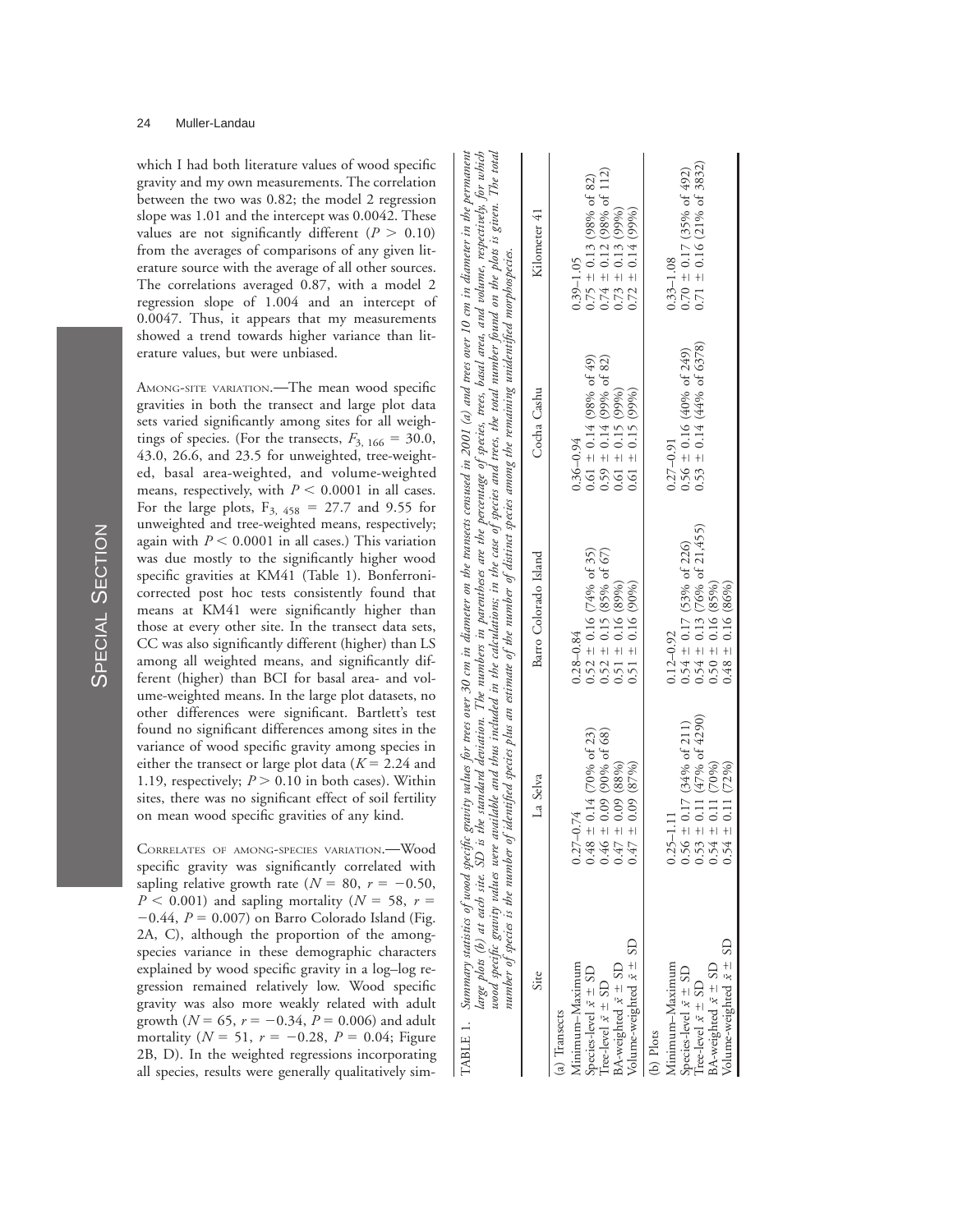which I had both literature values of wood specific gravity and my own measurements. The correlation between the two was 0.82; the model 2 regression slope was 1.01 and the intercept was 0.0042. These values are not significantly different ($P > 0.10$) from the averages of comparisons of any given literature source with the average of all other sources. The correlations averaged 0.87, with a model 2 regression slope of 1.004 and an intercept of 0.0047. Thus, it appears that my measurements showed a trend towards higher variance than literature values, but were unbiased.

AMONG-SITE VARIATION.—The mean wood specific gravities in both the transect and large plot data sets varied significantly among sites for all weightings of species. (For the transects, $F_{3, 166} = 30.0$, 43.0, 26.6, and 23.5 for unweighted, tree-weighted, basal area-weighted, and volume-weighted means, respectively, with $P < 0.0001$ in all cases. For the large plots, $F_{3, 458} = 27.7$ and 9.55 for unweighted and tree-weighted means, respectively; again with $P < 0.0001$ in all cases.) This variation was due mostly to the significantly higher wood specific gravities at KM41 (Table 1). Bonferroni-corrected post hoc tests consistently found that means at KM41 were significantly higher than those at every other site. In the transect data sets, CC was also significantly different (higher) than LS among all weighted means, and significantly different (higher) than BCI for basal area- and volume-weighted means. In the large plot datasets, no other differences were significant. Bartlett's test found no significant differences among sites in the variance of wood specific gravity among species in either the transect or large plot data ($K = 2.24$ and 1.19, respectively; $P > 0.10$ in both cases). Within sites, there was no significant effect of soil fertility on mean wood specific gravities of any kind.

CORRELATES OF AMONG-SPECIES VARIATION.—Wood specific gravity was significantly correlated with sapling relative growth rate ($N = 80$, $r = -0.50$, $P < 0.001$) and sapling mortality ($N = 58$, $r = -0.44$, $P = 0.007$) on Barro Colorado Island (Fig. 2A, C), although the proportion of the among-species variance in these demographic characters explained by wood specific gravity in a log–log regression remained relatively low. Wood specific gravity was also more weakly related with adult growth ($N = 65$, $r = -0.34$, $P = 0.006$) and adult mortality ($N = 51$, $r = -0.28$, $P = 0.04$; Figure 2B, D). In the weighted regressions incorporating all species, results were generally qualitatively sim-

TABLE 1. *Summary statistics of wood specific gravity values for trees over 30 cm in diameter on the transects censused in 2001 (a) and trees over 10 cm in diameter in the permanent large plots (b) at each site. SD is the standard deviation. The numbers in parentheses are the percentage of species, trees, basal area, and volume, respectively, for which wood specific gravity values were available and thus included in the calculations; in the case of species and trees, the total number found on the plots is given. The total number of species is the number of identified species plus an estimate of the number of distinct species among the remaining unidentified morphospecies.*

| Site | La Selva | Barro Colorado Island | Cocha Cashu | Kilometer 41 |
|---|---|---|---|---|
| (a) Transects | | | | |
| Minimum–Maximum | 0.27–0.74 | 0.28–0.84 | 0.36–0.94 | 0.39–1.05 |
| Species-level $\bar{x} \pm$ SD | 0.48 ± 0.14 (70% of 23) | 0.52 ± 0.16 (74% of 35) | 0.61 ± 0.14 (98% of 49) | 0.75 ± 0.13 (98% of 82) |
| Tree-level $\bar{x} \pm$ SD | 0.46 ± 0.09 (90% of 68) | 0.52 ± 0.15 (85% of 67) | 0.59 ± 0.14 (99% of 82) | 0.74 ± 0.12 (98% of 112) |
| BA-weighted $\bar{x} \pm$ SD | 0.47 ± 0.09 (88%) | 0.51 ± 0.16 (89%) | 0.61 ± 0.15 (99%) | 0.73 ± 0.13 (99%) |
| Volume-weighted $\bar{x} \pm$ SD | 0.47 ± 0.09 (87%) | 0.51 ± 0.16 (90%) | 0.61 ± 0.15 (99%) | 0.72 ± 0.14 (99%) |
| (b) Plots | | | | |
| Minimum–Maximum | 0.25–1.11 | 0.12–0.92 | 0.27–0.91 | 0.33–1.08 |
| Species-level $\bar{x} \pm$ SD | 0.56 ± 0.17 (34% of 211) | 0.54 ± 0.17 (53% of 226) | 0.56 ± 0.16 (40% of 249) | 0.70 ± 0.17 (35% of 492) |
| Tree-level $\bar{x} \pm$ SD | 0.53 ± 0.11 (47% of 4290) | 0.54 ± 0.13 (76% of 21,455) | 0.53 ± 0.14 (44% of 6378) | 0.71 ± 0.16 (21% of 3832) |
| BA-weighted $\bar{x} \pm$ SD | 0.54 ± 0.11 (70%) | 0.50 ± 0.16 (85%) | | |
| Volume-weighted $\bar{x} \pm$ SD | 0.54 ± 0.11 (72%) | 0.48 ± 0.16 (86%) | | |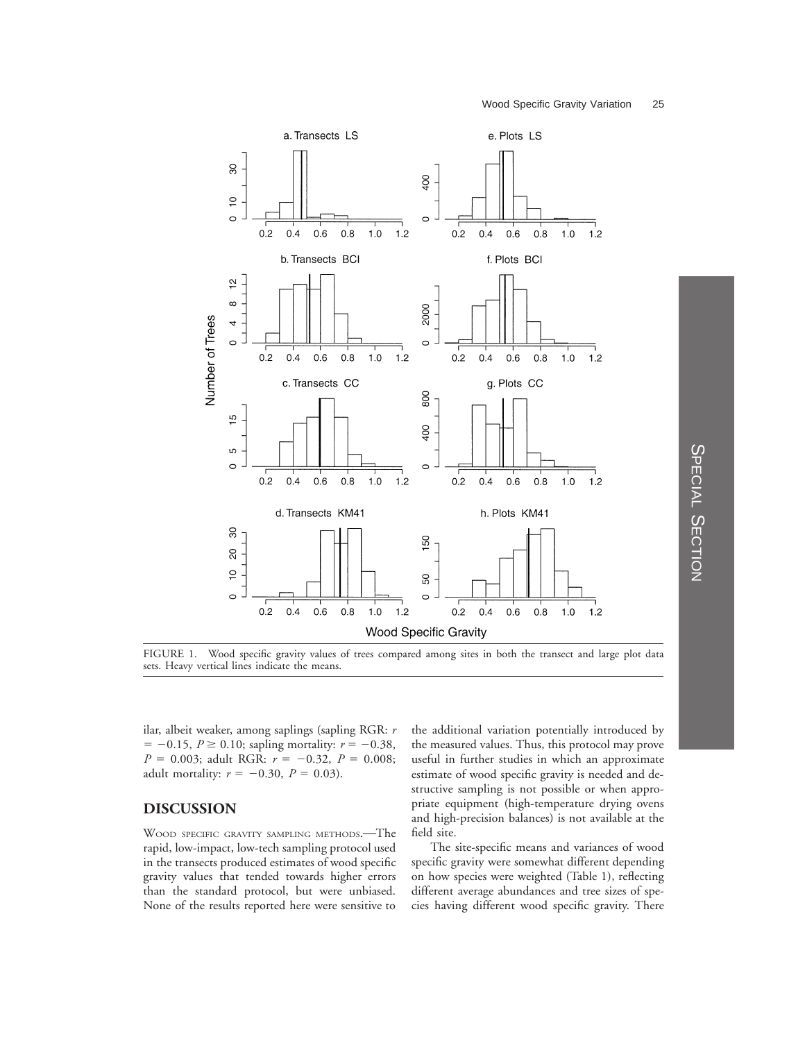FIGURE 1. Wood specific gravity values of trees compared among sites in both the transect and large plot data sets. Heavy vertical lines indicate the means.

ilar, albeit weaker, among saplings (sapling RGR: $r = -0.15$, $P \geq 0.10$; sapling mortality: $r = -0.38$, $P = 0.003$; adult RGR: $r = -0.32$, $P = 0.008$; adult mortality: $r = -0.30$, $P = 0.03$).

## DISCUSSION

WOOD SPECIFIC GRAVITY SAMPLING METHODS.—The rapid, low-impact, low-tech sampling protocol used in the transects produced estimates of wood specific gravity values that tended towards higher errors than the standard protocol, but were unbiased. None of the results reported here were sensitive to the additional variation potentially introduced by the measured values. Thus, this protocol may prove useful in further studies in which an approximate estimate of wood specific gravity is needed and destructive sampling is not possible or when appropriate equipment (high-temperature drying ovens and high-precision balances) is not available at the field site.

The site-specific means and variances of wood specific gravity were somewhat different depending on how species were weighted (Table 1), reflecting different average abundances and tree sizes of species having different wood specific gravity. There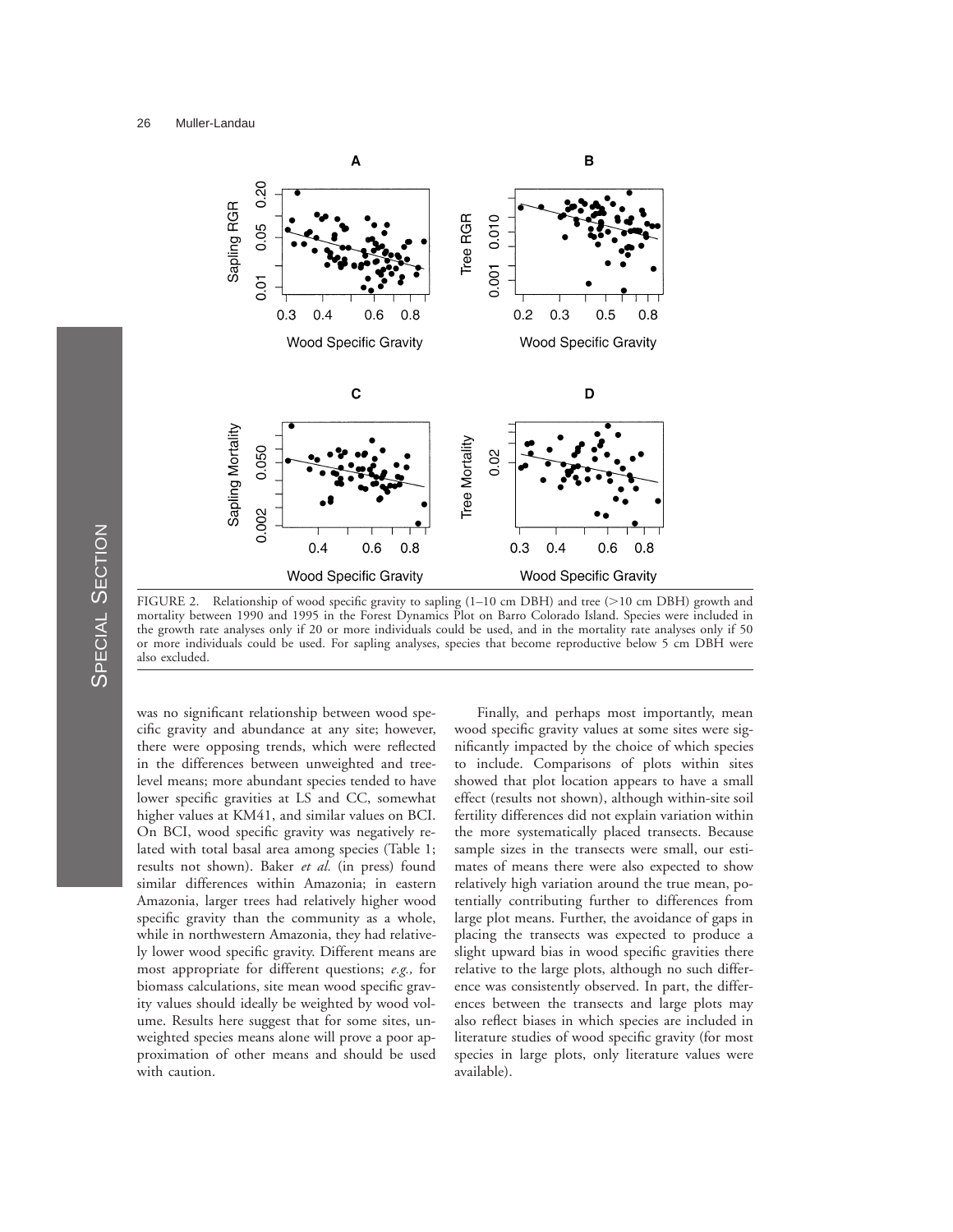FIGURE 2. Relationship of wood specific gravity to sapling (1–10 cm DBH) and tree (>10 cm DBH) growth and mortality between 1990 and 1995 in the Forest Dynamics Plot on Barro Colorado Island. Species were included in the growth rate analyses only if 20 or more individuals could be used, and in the mortality rate analyses only if 50 or more individuals could be used. For sapling analyses, species that become reproductive below 5 cm DBH were also excluded.

was no significant relationship between wood specific gravity and abundance at any site; however, there were opposing trends, which were reflected in the differences between unweighted and tree-level means; more abundant species tended to have lower specific gravities at LS and CC, somewhat higher values at KM41, and similar values on BCI. On BCI, wood specific gravity was negatively related with total basal area among species (Table 1; results not shown). Baker *et al.* (in press) found similar differences within Amazonia; in eastern Amazonia, larger trees had relatively higher wood specific gravity than the community as a whole, while in northwestern Amazonia, they had relatively lower wood specific gravity. Different means are most appropriate for different questions; *e.g.,* for biomass calculations, site mean wood specific gravity values should ideally be weighted by wood volume. Results here suggest that for some sites, unweighted species means alone will prove a poor approximation of other means and should be used with caution.

Finally, and perhaps most importantly, mean wood specific gravity values at some sites were significantly impacted by the choice of which species to include. Comparisons of plots within sites showed that plot location appears to have a small effect (results not shown), although within-site soil fertility differences did not explain variation within the more systematically placed transects. Because sample sizes in the transects were small, our estimates of means there were also expected to show relatively high variation around the true mean, potentially contributing further to differences from large plot means. Further, the avoidance of gaps in placing the transects was expected to produce a slight upward bias in wood specific gravities there relative to the large plots, although no such difference was consistently observed. In part, the differences between the transects and large plots may also reflect biases in which species are included in literature studies of wood specific gravity (for most species in large plots, only literature values were available).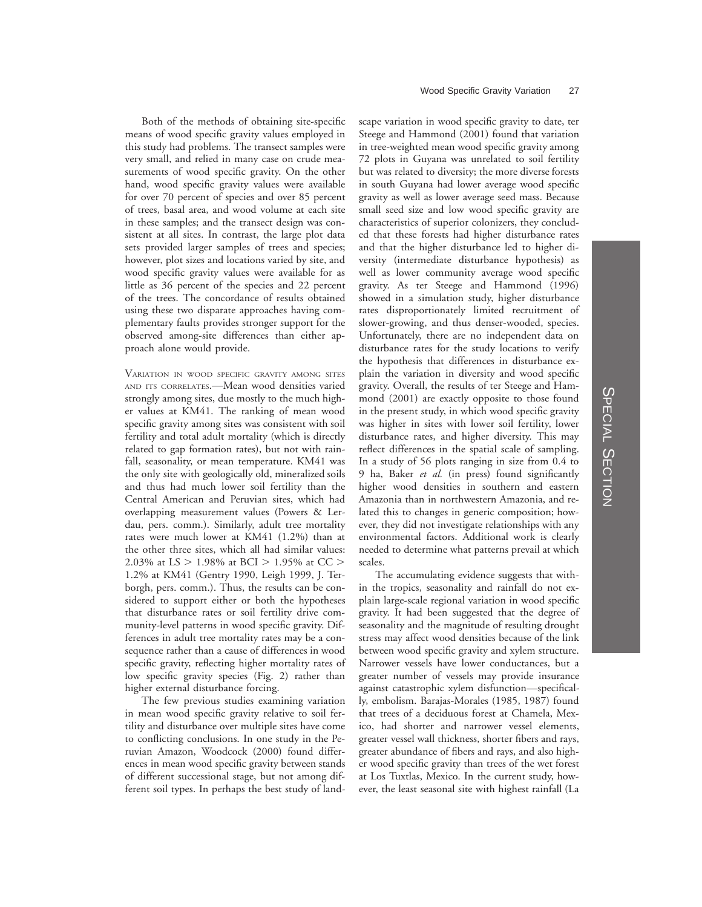Both of the methods of obtaining site-specific means of wood specific gravity values employed in this study had problems. The transect samples were very small, and relied in many case on crude measurements of wood specific gravity. On the other hand, wood specific gravity values were available for over 70 percent of species and over 85 percent of trees, basal area, and wood volume at each site in these samples; and the transect design was consistent at all sites. In contrast, the large plot data sets provided larger samples of trees and species; however, plot sizes and locations varied by site, and wood specific gravity values were available for as little as 36 percent of the species and 22 percent of the trees. The concordance of results obtained using these two disparate approaches having complementary faults provides stronger support for the observed among-site differences than either approach alone would provide.

VARIATION IN WOOD SPECIFIC GRAVITY AMONG SITES AND ITS CORRELATES.—Mean wood densities varied strongly among sites, due mostly to the much higher values at KM41. The ranking of mean wood specific gravity among sites was consistent with soil fertility and total adult mortality (which is directly related to gap formation rates), but not with rainfall, seasonality, or mean temperature. KM41 was the only site with geologically old, mineralized soils and thus had much lower soil fertility than the Central American and Peruvian sites, which had overlapping measurement values (Powers & Lerdau, pers. comm.). Similarly, adult tree mortality rates were much lower at KM41 (1.2%) than at the other three sites, which all had similar values: 2.03% at LS > 1.98% at BCI > 1.95% at CC > 1.2% at KM41 (Gentry 1990, Leigh 1999, J. Terborgh, pers. comm.). Thus, the results can be considered to support either or both the hypotheses that disturbance rates or soil fertility drive community-level patterns in wood specific gravity. Differences in adult tree mortality rates may be a consequence rather than a cause of differences in wood specific gravity, reflecting higher mortality rates of low specific gravity species (Fig. 2) rather than higher external disturbance forcing.

The few previous studies examining variation in mean wood specific gravity relative to soil fertility and disturbance over multiple sites have come to conflicting conclusions. In one study in the Peruvian Amazon, Woodcock (2000) found differences in mean wood specific gravity between stands of different successional stage, but not among different soil types. In perhaps the best study of landscape variation in wood specific gravity to date, ter Steege and Hammond (2001) found that variation in tree-weighted mean wood specific gravity among 72 plots in Guyana was unrelated to soil fertility but was related to diversity; the more diverse forests in south Guyana had lower average wood specific gravity as well as lower average seed mass. Because small seed size and low wood specific gravity are characteristics of superior colonizers, they concluded that these forests had higher disturbance rates and that the higher disturbance led to higher diversity (intermediate disturbance hypothesis) as well as lower community average wood specific gravity. As ter Steege and Hammond (1996) showed in a simulation study, higher disturbance rates disproportionately limited recruitment of slower-growing, and thus denser-wooded, species. Unfortunately, there are no independent data on disturbance rates for the study locations to verify the hypothesis that differences in disturbance explain the variation in diversity and wood specific gravity. Overall, the results of ter Steege and Hammond (2001) are exactly opposite to those found in the present study, in which wood specific gravity was higher in sites with lower soil fertility, lower disturbance rates, and higher diversity. This may reflect differences in the spatial scale of sampling. In a study of 56 plots ranging in size from 0.4 to 9 ha, Baker *et al.* (in press) found significantly higher wood densities in southern and eastern Amazonia than in northwestern Amazonia, and related this to changes in generic composition; however, they did not investigate relationships with any environmental factors. Additional work is clearly needed to determine what patterns prevail at which scales.

The accumulating evidence suggests that within the tropics, seasonality and rainfall do not explain large-scale regional variation in wood specific gravity. It had been suggested that the degree of seasonality and the magnitude of resulting drought stress may affect wood densities because of the link between wood specific gravity and xylem structure. Narrower vessels have lower conductances, but a greater number of vessels may provide insurance against catastrophic xylem disfunction—specifically, embolism. Barajas-Morales (1985, 1987) found that trees of a deciduous forest at Chamela, Mexico, had shorter and narrower vessel elements, greater vessel wall thickness, shorter fibers and rays, greater abundance of fibers and rays, and also higher wood specific gravity than trees of the wet forest at Los Tuxtlas, Mexico. In the current study, however, the least seasonal site with highest rainfall (La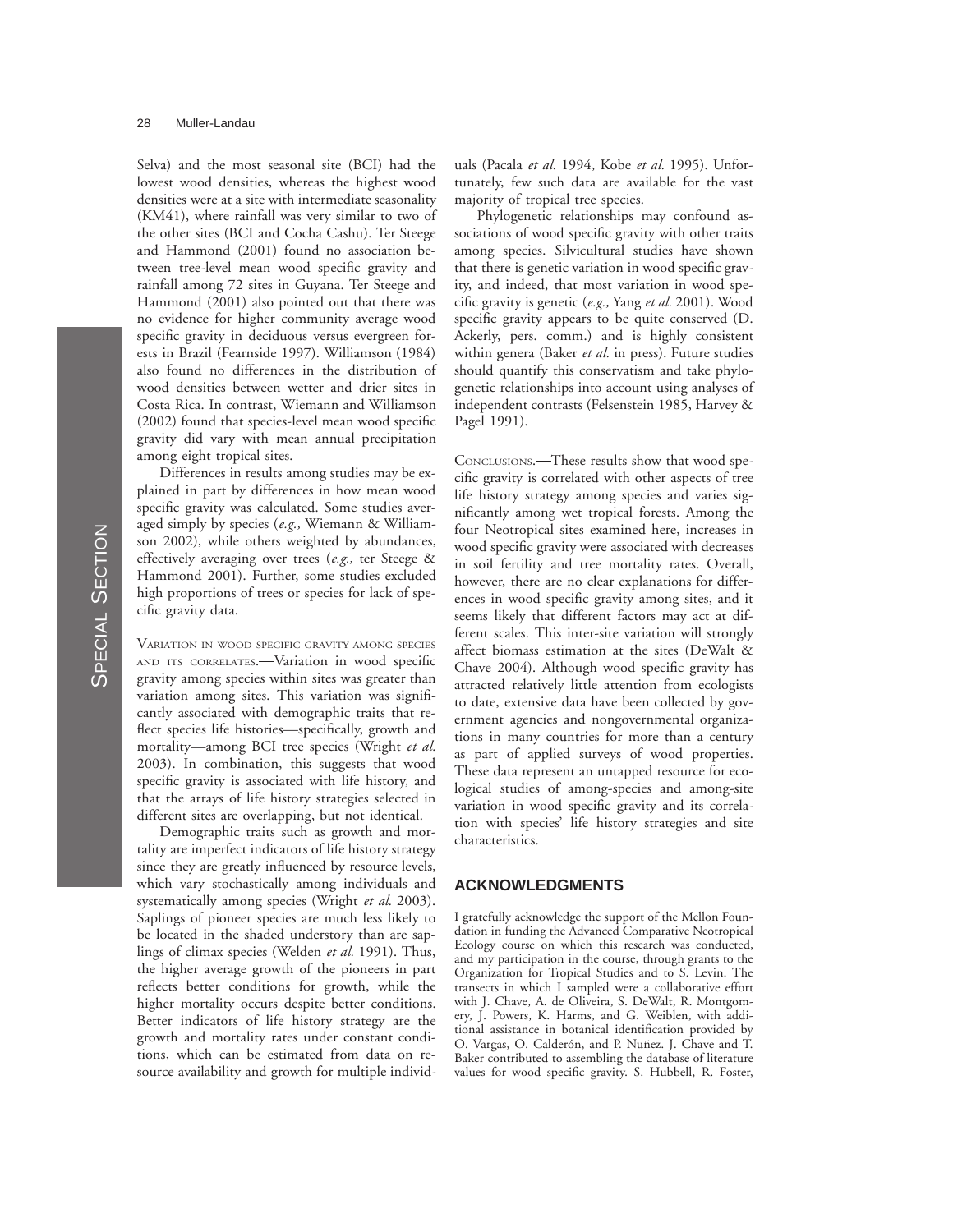Selva) and the most seasonal site (BCI) had the lowest wood densities, whereas the highest wood densities were at a site with intermediate seasonality (KM41), where rainfall was very similar to two of the other sites (BCI and Cocha Cashu). Ter Steege and Hammond (2001) found no association between tree-level mean wood specific gravity and rainfall among 72 sites in Guyana. Ter Steege and Hammond (2001) also pointed out that there was no evidence for higher community average wood specific gravity in deciduous versus evergreen forests in Brazil (Fearnside 1997). Williamson (1984) also found no differences in the distribution of wood densities between wetter and drier sites in Costa Rica. In contrast, Wiemann and Williamson (2002) found that species-level mean wood specific gravity did vary with mean annual precipitation among eight tropical sites.

Differences in results among studies may be explained in part by differences in how mean wood specific gravity was calculated. Some studies averaged simply by species (*e.g.,* Wiemann & Williamson 2002), while others weighted by abundances, effectively averaging over trees (*e.g.,* ter Steege & Hammond 2001). Further, some studies excluded high proportions of trees or species for lack of specific gravity data.

Variation in wood specific gravity among species and its correlates.—Variation in wood specific gravity among species within sites was greater than variation among sites. This variation was significantly associated with demographic traits that reflect species life histories—specifically, growth and mortality—among BCI tree species (Wright *et al.* 2003). In combination, this suggests that wood specific gravity is associated with life history, and that the arrays of life history strategies selected in different sites are overlapping, but not identical.

Demographic traits such as growth and mortality are imperfect indicators of life history strategy since they are greatly influenced by resource levels, which vary stochastically among individuals and systematically among species (Wright *et al.* 2003). Saplings of pioneer species are much less likely to be located in the shaded understory than are saplings of climax species (Welden *et al.* 1991). Thus, the higher average growth of the pioneers in part reflects better conditions for growth, while the higher mortality occurs despite better conditions. Better indicators of life history strategy are the growth and mortality rates under constant conditions, which can be estimated from data on resource availability and growth for multiple individuals (Pacala *et al.* 1994, Kobe *et al.* 1995). Unfortunately, few such data are available for the vast majority of tropical tree species.

Phylogenetic relationships may confound associations of wood specific gravity with other traits among species. Silvicultural studies have shown that there is genetic variation in wood specific gravity, and indeed, that most variation in wood specific gravity is genetic (*e.g.,* Yang *et al.* 2001). Wood specific gravity appears to be quite conserved (D. Ackerly, pers. comm.) and is highly consistent within genera (Baker *et al.* in press). Future studies should quantify this conservatism and take phylogenetic relationships into account using analyses of independent contrasts (Felsenstein 1985, Harvey & Pagel 1991).

Conclusions.—These results show that wood specific gravity is correlated with other aspects of tree life history strategy among species and varies significantly among wet tropical forests. Among the four Neotropical sites examined here, increases in wood specific gravity were associated with decreases in soil fertility and tree mortality rates. Overall, however, there are no clear explanations for differences in wood specific gravity among sites, and it seems likely that different factors may act at different scales. This inter-site variation will strongly affect biomass estimation at the sites (DeWalt & Chave 2004). Although wood specific gravity has attracted relatively little attention from ecologists to date, extensive data have been collected by government agencies and nongovernmental organizations in many countries for more than a century as part of applied surveys of wood properties. These data represent an untapped resource for ecological studies of among-species and among-site variation in wood specific gravity and its correlation with species' life history strategies and site characteristics.

## ACKNOWLEDGMENTS

I gratefully acknowledge the support of the Mellon Foundation in funding the Advanced Comparative Neotropical Ecology course on which this research was conducted, and my participation in the course, through grants to the Organization for Tropical Studies and to S. Levin. The transects in which I sampled were a collaborative effort with J. Chave, A. de Oliveira, S. DeWalt, R. Montgomery, J. Powers, K. Harms, and G. Weiblen, with additional assistance in botanical identification provided by O. Vargas, O. Calderón, and P. Nuñez. J. Chave and T. Baker contributed to assembling the database of literature values for wood specific gravity. S. Hubbell, R. Foster,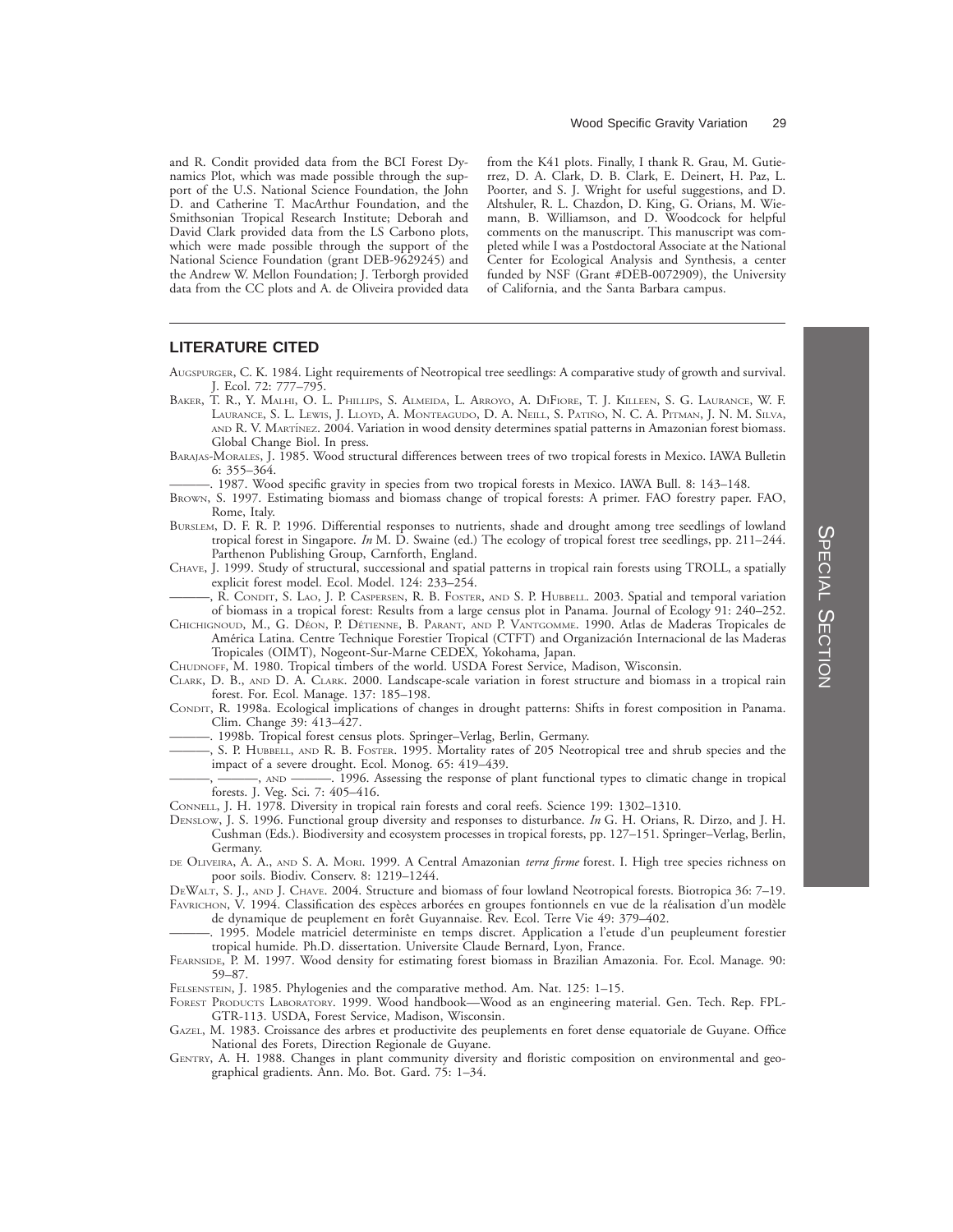and R. Condit provided data from the BCI Forest Dynamics Plot, which was made possible through the support of the U.S. National Science Foundation, the John D. and Catherine T. MacArthur Foundation, and the Smithsonian Tropical Research Institute; Deborah and David Clark provided data from the LS Carbono plots, which were made possible through the support of the National Science Foundation (grant DEB-9629245) and the Andrew W. Mellon Foundation; J. Terborgh provided data from the CC plots and A. de Oliveira provided data from the K41 plots. Finally, I thank R. Grau, M. Gutierrez, D. A. Clark, D. B. Clark, E. Deinert, H. Paz, L. Poorter, and S. J. Wright for useful suggestions, and D. Altshuler, R. L. Chazdon, D. King, G. Orians, M. Wiemann, B. Williamson, and D. Woodcock for helpful comments on the manuscript. This manuscript was completed while I was a Postdoctoral Associate at the National Center for Ecological Analysis and Synthesis, a center funded by NSF (Grant #DEB-0072909), the University of California, and the Santa Barbara campus.

## LITERATURE CITED

Augspurger, C. K. 1984. Light requirements of Neotropical tree seedlings: A comparative study of growth and survival. J. Ecol. 72: 777–795.

Baker, T. R., Y. Malhi, O. L. Phillips, S. Almeida, L. Arroyo, A. DiFiore, T. J. Killeen, S. G. Laurance, W. F. Laurance, S. L. Lewis, J. Lloyd, A. Monteagudo, D. A. Neill, S. Patiño, N. C. A. Pitman, J. N. M. Silva, and R. V. Martínez. 2004. Variation in wood density determines spatial patterns in Amazonian forest biomass. Global Change Biol. In press.

Barajas-Morales, J. 1985. Wood structural differences between trees of two tropical forests in Mexico. IAWA Bulletin 6: 355–364.

———. 1987. Wood specific gravity in species from two tropical forests in Mexico. IAWA Bull. 8: 143–148.

Brown, S. 1997. Estimating biomass and biomass change of tropical forests: A primer. FAO forestry paper. FAO, Rome, Italy.

Burslem, D. F. R. P. 1996. Differential responses to nutrients, shade and drought among tree seedlings of lowland tropical forest in Singapore. *In* M. D. Swaine (ed.) The ecology of tropical forest tree seedlings, pp. 211–244. Parthenon Publishing Group, Carnforth, England.

Chave, J. 1999. Study of structural, successional and spatial patterns in tropical rain forests using TROLL, a spatially explicit forest model. Ecol. Model. 124: 233–254.

———, R. Condit, S. Lao, J. P. Caspersen, R. B. Foster, and S. P. Hubbell. 2003. Spatial and temporal variation of biomass in a tropical forest: Results from a large census plot in Panama. Journal of Ecology 91: 240–252.

Chichignoud, M., G. Déon, P. Détienne, B. Parant, and P. Vantgomme. 1990. Atlas de Maderas Tropicales de América Latina. Centre Technique Forestier Tropical (CTFT) and Organización Internacional de las Maderas Tropicales (OIMT), Nogeont-Sur-Marne CEDEX, Yokohama, Japan.

Chudnoff, M. 1980. Tropical timbers of the world. USDA Forest Service, Madison, Wisconsin.

Clark, D. B., and D. A. Clark. 2000. Landscape-scale variation in forest structure and biomass in a tropical rain forest. For. Ecol. Manage. 137: 185–198.

Condit, R. 1998a. Ecological implications of changes in drought patterns: Shifts in forest composition in Panama. Clim. Change 39: 413–427.

———. 1998b. Tropical forest census plots. Springer–Verlag, Berlin, Germany.

———, S. P. Hubbell, and R. B. Foster. 1995. Mortality rates of 205 Neotropical tree and shrub species and the impact of a severe drought. Ecol. Monog. 65: 419–439.

———, ———, and ———. 1996. Assessing the response of plant functional types to climatic change in tropical forests. J. Veg. Sci. 7: 405–416.

Connell, J. H. 1978. Diversity in tropical rain forests and coral reefs. Science 199: 1302–1310.

Denslow, J. S. 1996. Functional group diversity and responses to disturbance. *In* G. H. Orians, R. Dirzo, and J. H. Cushman (Eds.). Biodiversity and ecosystem processes in tropical forests, pp. 127–151. Springer–Verlag, Berlin, Germany.

de Oliveira, A. A., and S. A. Mori. 1999. A Central Amazonian *terra firme* forest. I. High tree species richness on poor soils. Biodiv. Conserv. 8: 1219–1244.

DeWalt, S. J., and J. Chave. 2004. Structure and biomass of four lowland Neotropical forests. Biotropica 36: 7–19.

Favrichon, V. 1994. Classification des espèces arborées en groupes fontionnels en vue de la réalisation d'un modèle de dynamique de peuplement en forêt Guyannaise. Rev. Ecol. Terre Vie 49: 379–402.

———. 1995. Modele matriciel deterministe en temps discret. Application a l'etude d'un peupleument forestier tropical humide. Ph.D. dissertation. Universite Claude Bernard, Lyon, France.

Fearnside, P. M. 1997. Wood density for estimating forest biomass in Brazilian Amazonia. For. Ecol. Manage. 90: 59–87.

Felsenstein, J. 1985. Phylogenies and the comparative method. Am. Nat. 125: 1–15.

Forest Products Laboratory. 1999. Wood handbook—Wood as an engineering material. Gen. Tech. Rep. FPL-GTR-113. USDA, Forest Service, Madison, Wisconsin.

Gazel, M. 1983. Croissance des arbres et productivite des peuplements en foret dense equatoriale de Guyane. Office National des Forets, Direction Regionale de Guyane.

Gentry, A. H. 1988. Changes in plant community diversity and floristic composition on environmental and geographical gradients. Ann. Mo. Bot. Gard. 75: 1–34.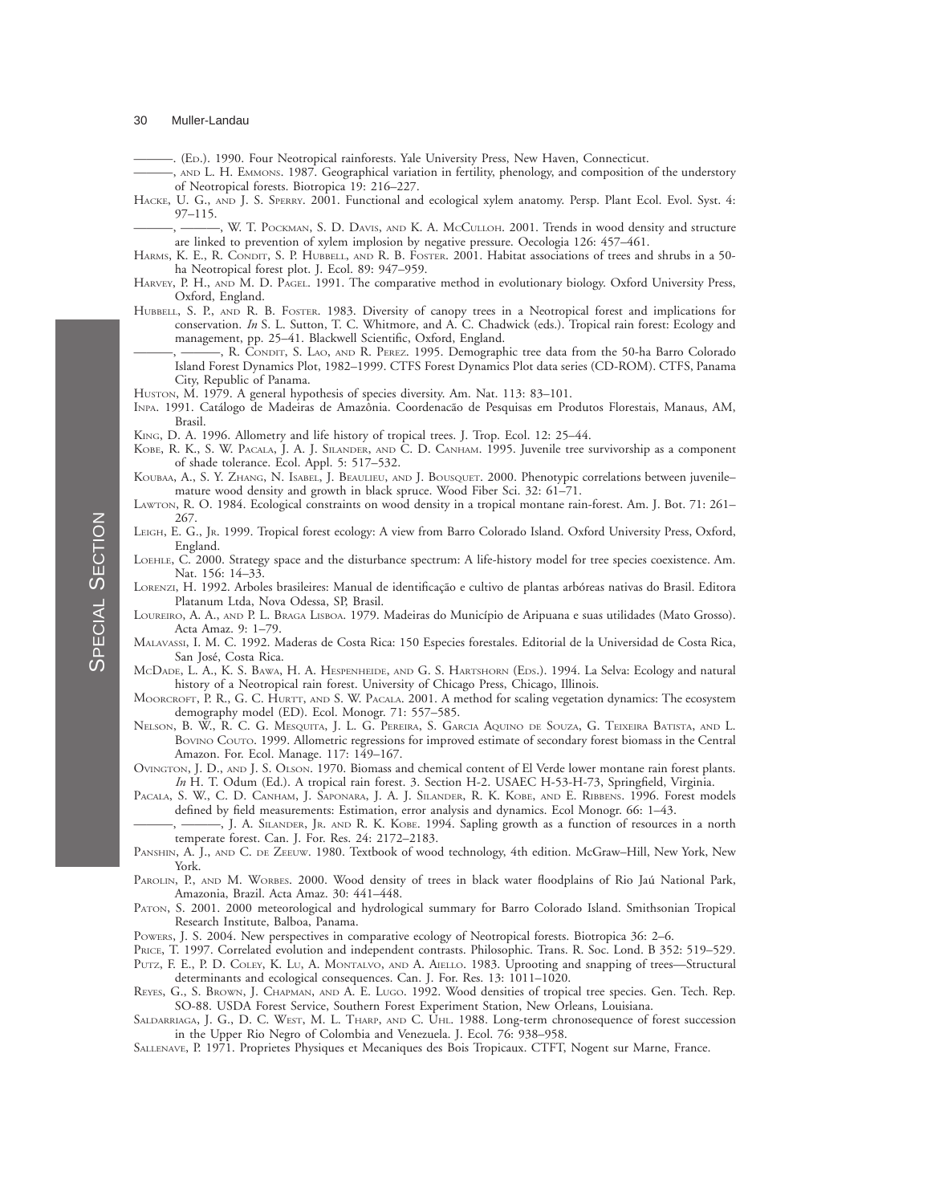———. (Ed.). 1990. Four Neotropical rainforests. Yale University Press, New Haven, Connecticut.

———, and L. H. Emmons. 1987. Geographical variation in fertility, phenology, and composition of the understory of Neotropical forests. Biotropica 19: 216–227.

Hacke, U. G., and J. S. Sperry. 2001. Functional and ecological xylem anatomy. Persp. Plant Ecol. Evol. Syst. 4: 97–115.

———, ———, W. T. Pockman, S. D. Davis, and K. A. McCulloh. 2001. Trends in wood density and structure are linked to prevention of xylem implosion by negative pressure. Oecologia 126: 457–461.

Harms, K. E., R. Condit, S. P. Hubbell, and R. B. Foster. 2001. Habitat associations of trees and shrubs in a 50-ha Neotropical forest plot. J. Ecol. 89: 947–959.

Harvey, P. H., and M. D. Pagel. 1991. The comparative method in evolutionary biology. Oxford University Press, Oxford, England.

Hubbell, S. P., and R. B. Foster. 1983. Diversity of canopy trees in a Neotropical forest and implications for conservation. *In* S. L. Sutton, T. C. Whitmore, and A. C. Chadwick (eds.). Tropical rain forest: Ecology and management, pp. 25–41. Blackwell Scientific, Oxford, England.

———, ———, R. Condit, S. Lao, and R. Perez. 1995. Demographic tree data from the 50-ha Barro Colorado Island Forest Dynamics Plot, 1982–1999. CTFS Forest Dynamics Plot data series (CD-ROM). CTFS, Panama City, Republic of Panama.

Huston, M. 1979. A general hypothesis of species diversity. Am. Nat. 113: 83–101.

Inpa. 1991. Catálogo de Madeiras de Amazônia. Coordenacão de Pesquisas em Produtos Florestais, Manaus, AM, Brasil.

King, D. A. 1996. Allometry and life history of tropical trees. J. Trop. Ecol. 12: 25–44.

Kobe, R. K., S. W. Pacala, J. A. J. Silander, and C. D. Canham. 1995. Juvenile tree survivorship as a component of shade tolerance. Ecol. Appl. 5: 517–532.

Koubaa, A., S. Y. Zhang, N. Isabel, J. Beaulieu, and J. Bousquet. 2000. Phenotypic correlations between juvenile–mature wood density and growth in black spruce. Wood Fiber Sci. 32: 61–71.

Lawton, R. O. 1984. Ecological constraints on wood density in a tropical montane rain-forest. Am. J. Bot. 71: 261–267.

Leigh, E. G., Jr. 1999. Tropical forest ecology: A view from Barro Colorado Island. Oxford University Press, Oxford, England.

Loehle, C. 2000. Strategy space and the disturbance spectrum: A life-history model for tree species coexistence. Am. Nat. 156: 14–33.

Lorenzi, H. 1992. Arboles brasileires: Manual de identificação e cultivo de plantas arbóreas nativas do Brasil. Editora Platanum Ltda, Nova Odessa, SP, Brasil.

Loureiro, A. A., and P. L. Braga Lisboa. 1979. Madeiras do Município de Aripuana e suas utilidades (Mato Grosso). Acta Amaz. 9: 1–79.

Malavassi, I. M. C. 1992. Maderas de Costa Rica: 150 Especies forestales. Editorial de la Universidad de Costa Rica, San José, Costa Rica.

McDade, L. A., K. S. Bawa, H. A. Hespenheide, and G. S. Hartshorn (Eds.). 1994. La Selva: Ecology and natural history of a Neotropical rain forest. University of Chicago Press, Chicago, Illinois.

Moorcroft, P. R., G. C. Hurtt, and S. W. Pacala. 2001. A method for scaling vegetation dynamics: The ecosystem demography model (ED). Ecol. Monogr. 71: 557–585.

Nelson, B. W., R. C. G. Mesquita, J. L. G. Pereira, S. Garcia Aquino de Souza, G. Teixeira Batista, and L. Bovino Couto. 1999. Allometric regressions for improved estimate of secondary forest biomass in the Central Amazon. For. Ecol. Manage. 117: 149–167.

Ovington, J. D., and J. S. Olson. 1970. Biomass and chemical content of El Verde lower montane rain forest plants. *In* H. T. Odum (Ed.). A tropical rain forest. 3. Section H-2. USAEC H-53-H-73, Springfield, Virginia.

Pacala, S. W., C. D. Canham, J. Saponara, J. A. J. Silander, R. K. Kobe, and E. Ribbens. 1996. Forest models defined by field measurements: Estimation, error analysis and dynamics. Ecol Monogr. 66: 1–43.

———, ———, J. A. Silander, Jr. and R. K. Kobe. 1994. Sapling growth as a function of resources in a north temperate forest. Can. J. For. Res. 24: 2172–2183.

Panshin, A. J., and C. de Zeeuw. 1980. Textbook of wood technology, 4th edition. McGraw–Hill, New York, New York.

Parolin, P., and M. Worbes. 2000. Wood density of trees in black water floodplains of Rio Jaú National Park, Amazonia, Brazil. Acta Amaz. 30: 441–448.

Paton, S. 2001. 2000 meteorological and hydrological summary for Barro Colorado Island. Smithsonian Tropical Research Institute, Balboa, Panama.

Powers, J. S. 2004. New perspectives in comparative ecology of Neotropical forests. Biotropica 36: 2–6.

Price, T. 1997. Correlated evolution and independent contrasts. Philosophic. Trans. R. Soc. Lond. B 352: 519–529.

Putz, F. E., P. D. Coley, K. Lu, A. Montalvo, and A. Aiello. 1983. Uprooting and snapping of trees—Structural determinants and ecological consequences. Can. J. For. Res. 13: 1011–1020.

Reyes, G., S. Brown, J. Chapman, and A. E. Lugo. 1992. Wood densities of tropical tree species. Gen. Tech. Rep. SO-88. USDA Forest Service, Southern Forest Experiment Station, New Orleans, Louisiana.

Saldarriaga, J. G., D. C. West, M. L. Tharp, and C. Uhl. 1988. Long-term chronosequence of forest succession in the Upper Rio Negro of Colombia and Venezuela. J. Ecol. 76: 938–958.

Sallenave, P. 1971. Proprietes Physiques et Mecaniques des Bois Tropicaux. CTFT, Nogent sur Marne, France.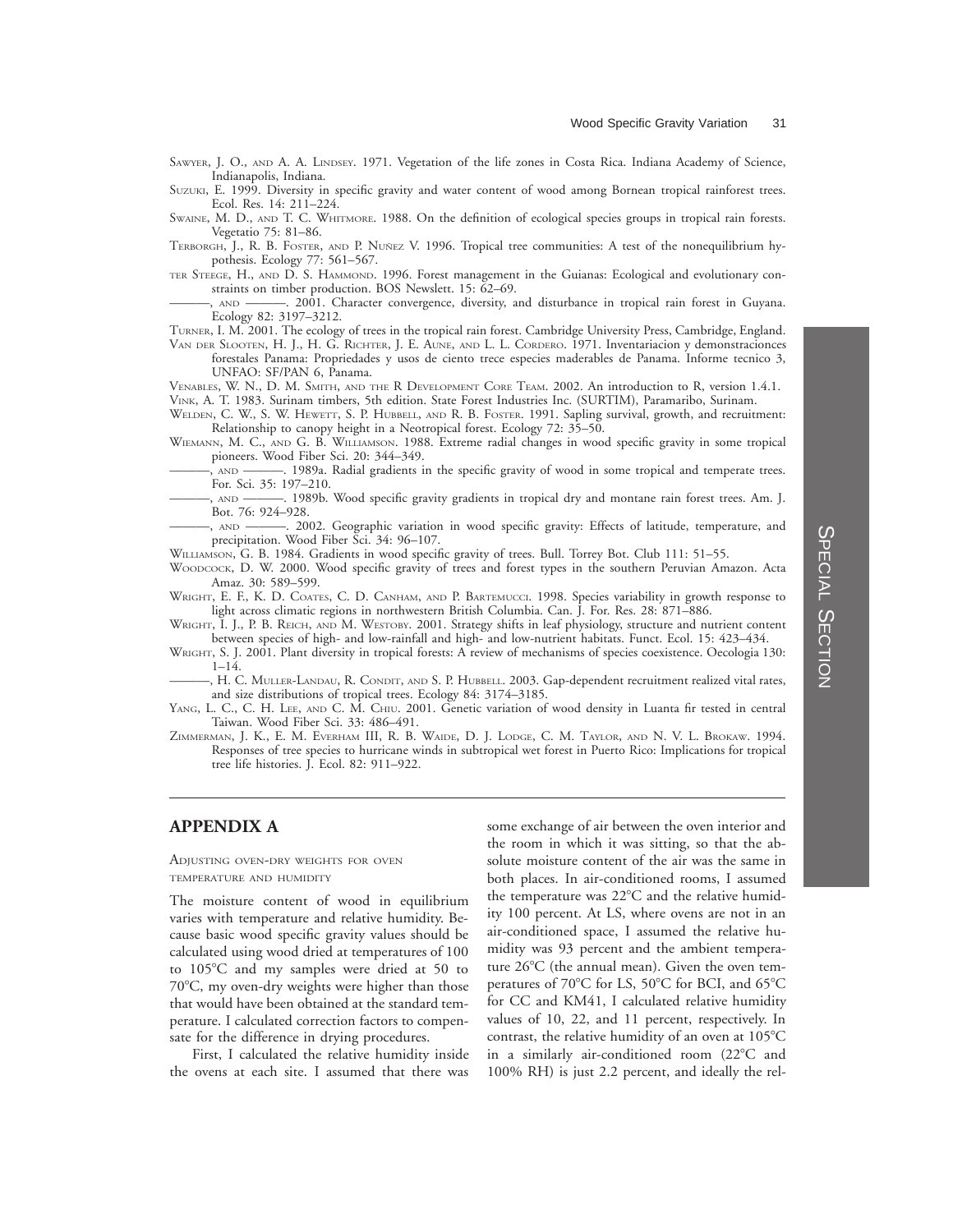SAWYER, J. O., AND A. A. LINDSEY. 1971. Vegetation of the life zones in Costa Rica. Indiana Academy of Science, Indianapolis, Indiana.

SUZUKI, E. 1999. Diversity in specific gravity and water content of wood among Bornean tropical rainforest trees. Ecol. Res. 14: 211–224.

SWAINE, M. D., AND T. C. WHITMORE. 1988. On the definition of ecological species groups in tropical rain forests. Vegetatio 75: 81–86.

TERBORGH, J., R. B. FOSTER, AND P. NUÑEZ V. 1996. Tropical tree communities: A test of the nonequilibrium hypothesis. Ecology 77: 561–567.

TER STEEGE, H., AND D. S. HAMMOND. 1996. Forest management in the Guianas: Ecological and evolutionary constraints on timber production. BOS Newslett. 15: 62–69.

———, AND ———. 2001. Character convergence, diversity, and disturbance in tropical rain forest in Guyana. Ecology 82: 3197–3212.

TURNER, I. M. 2001. The ecology of trees in the tropical rain forest. Cambridge University Press, Cambridge, England.

VAN DER SLOOTEN, H. J., H. G. RICHTER, J. E. AUNE, AND L. L. CORDERO. 1971. Inventariacion y demonstraciones forestales Panama: Propriedades y usos de ciento trece especies maderables de Panama. Informe tecnico 3, UNFAO: SF/PAN 6, Panama.

VENABLES, W. N., D. M. SMITH, AND THE R DEVELOPMENT CORE TEAM. 2002. An introduction to R, version 1.4.1.

VINK, A. T. 1983. Surinam timbers, 5th edition. State Forest Industries Inc. (SURTIM), Paramaribo, Surinam.

WELDEN, C. W., S. W. HEWETT, S. P. HUBBELL, AND R. B. FOSTER. 1991. Sapling survival, growth, and recruitment: Relationship to canopy height in a Neotropical forest. Ecology 72: 35–50.

WIEMANN, M. C., AND G. B. WILLIAMSON. 1988. Extreme radial changes in wood specific gravity in some tropical pioneers. Wood Fiber Sci. 20: 344–349.

———, AND ———. 1989a. Radial gradients in the specific gravity of wood in some tropical and temperate trees. For. Sci. 35: 197–210.

———, AND ———. 1989b. Wood specific gravity gradients in tropical dry and montane rain forest trees. Am. J. Bot. 76: 924–928.

———, AND ———. 2002. Geographic variation in wood specific gravity: Effects of latitude, temperature, and precipitation. Wood Fiber Sci. 34: 96–107.

WILLIAMSON, G. B. 1984. Gradients in wood specific gravity of trees. Bull. Torrey Bot. Club 111: 51–55.

WOODCOCK, D. W. 2000. Wood specific gravity of trees and forest types in the southern Peruvian Amazon. Acta Amaz. 30: 589–599.

WRIGHT, E. F., K. D. COATES, C. D. CANHAM, AND P. BARTEMUCCI. 1998. Species variability in growth response to light across climatic regions in northwestern British Columbia. Can. J. For. Res. 28: 871–886.

WRIGHT, I. J., P. B. REICH, AND M. WESTOBY. 2001. Strategy shifts in leaf physiology, structure and nutrient content between species of high- and low-rainfall and high- and low-nutrient habitats. Funct. Ecol. 15: 423–434.

WRIGHT, S. J. 2001. Plant diversity in tropical forests: A review of mechanisms of species coexistence. Oecologia 130: 1–14.

———, H. C. MULLER-LANDAU, R. CONDIT, AND S. P. HUBBELL. 2003. Gap-dependent recruitment realized vital rates, and size distributions of tropical trees. Ecology 84: 3174–3185.

YANG, L. C., C. H. LEE, AND C. M. CHIU. 2001. Genetic variation of wood density in Luanta fir tested in central Taiwan. Wood Fiber Sci. 33: 486–491.

ZIMMERMAN, J. K., E. M. EVERHAM III, R. B. WAIDE, D. J. LODGE, C. M. TAYLOR, AND N. V. L. BROKAW. 1994. Responses of tree species to hurricane winds in subtropical wet forest in Puerto Rico: Implications for tropical tree life histories. J. Ecol. 82: 911–922.

## APPENDIX A

ADJUSTING OVEN-DRY WEIGHTS FOR OVEN TEMPERATURE AND HUMIDITY

The moisture content of wood in equilibrium varies with temperature and relative humidity. Because basic wood specific gravity values should be calculated using wood dried at temperatures of 100 to 105°C and my samples were dried at 50 to 70°C, my oven-dry weights were higher than those that would have been obtained at the standard temperature. I calculated correction factors to compensate for the difference in drying procedures.

First, I calculated the relative humidity inside the ovens at each site. I assumed that there was some exchange of air between the oven interior and the room in which it was sitting, so that the absolute moisture content of the air was the same in both places. In air-conditioned rooms, I assumed the temperature was 22°C and the relative humidity 100 percent. At LS, where ovens are not in an air-conditioned space, I assumed the relative humidity was 93 percent and the ambient temperature 26°C (the annual mean). Given the oven temperatures of 70°C for LS, 50°C for BCI, and 65°C for CC and KM41, I calculated relative humidity values of 10, 22, and 11 percent, respectively. In contrast, the relative humidity of an oven at 105°C in a similarly air-conditioned room (22°C and 100% RH) is just 2.2 percent, and ideally the rel-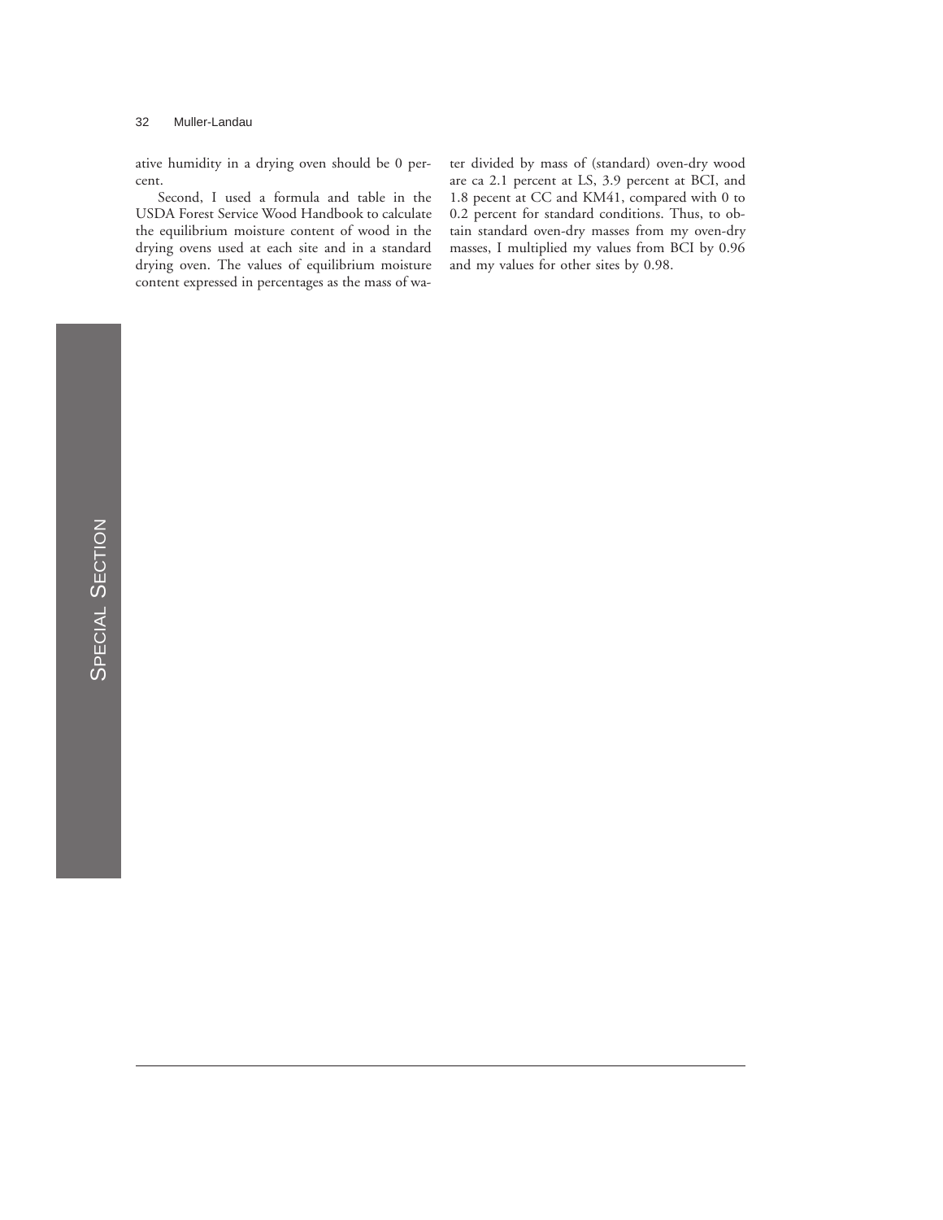ative humidity in a drying oven should be 0 percent.

Second, I used a formula and table in the USDA Forest Service Wood Handbook to calculate the equilibrium moisture content of wood in the drying ovens used at each site and in a standard drying oven. The values of equilibrium moisture content expressed in percentages as the mass of water divided by mass of (standard) oven-dry wood are ca 2.1 percent at LS, 3.9 percent at BCI, and 1.8 pecent at CC and KM41, compared with 0 to 0.2 percent for standard conditions. Thus, to obtain standard oven-dry masses from my oven-dry masses, I multiplied my values from BCI by 0.96 and my values for other sites by 0.98.